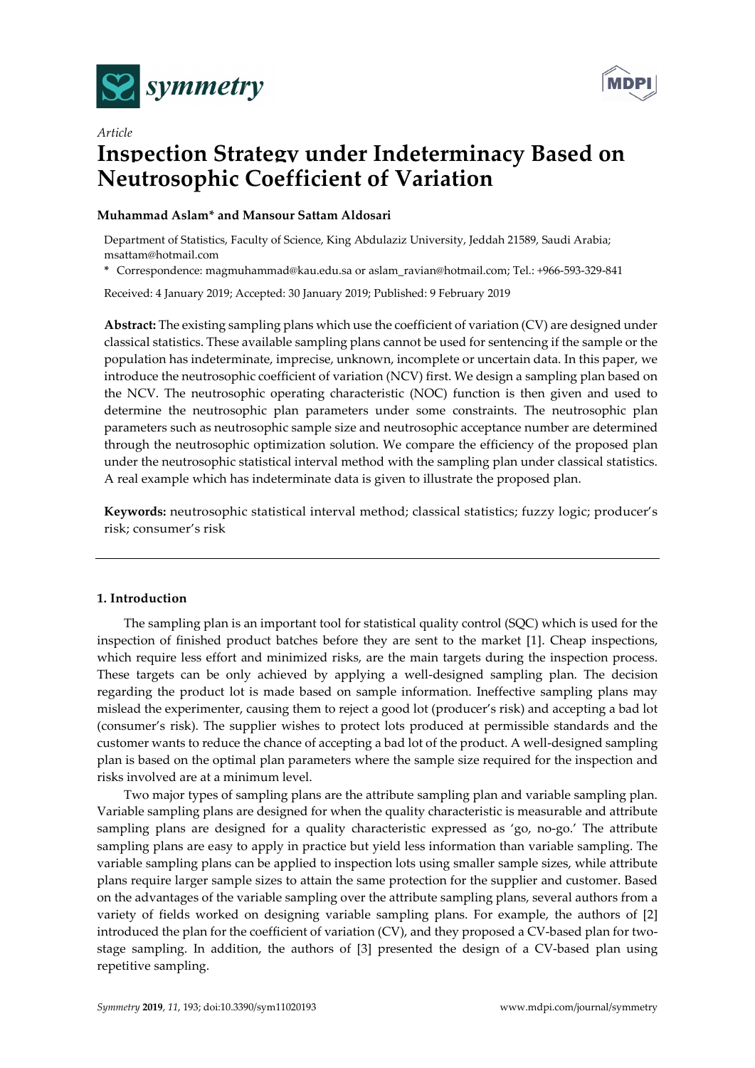*Article*

# Inspection Strategy under Indeterminacy Based on Neutrosophic Coefficient of Variation

**Muhammad Aslam* and Mansour Sattam Aldosari**

Department of Statistics, Faculty of Science, King Abdulaziz University, Jeddah 21589, Saudi Arabia; msattam@hotmail.com

* Correspondence: magmuhammad@kau.edu.sa or aslam_ravian@hotmail.com; Tel.: +966-593-329-841

Received: 4 January 2019; Accepted: 30 January 2019; Published: 9 February 2019

**Abstract:** The existing sampling plans which use the coefficient of variation (CV) are designed under classical statistics. These available sampling plans cannot be used for sentencing if the sample or the population has indeterminate, imprecise, unknown, incomplete or uncertain data. In this paper, we introduce the neutrosophic coefficient of variation (NCV) first. We design a sampling plan based on the NCV. The neutrosophic operating characteristic (NOC) function is then given and used to determine the neutrosophic plan parameters under some constraints. The neutrosophic plan parameters such as neutrosophic sample size and neutrosophic acceptance number are determined through the neutrosophic optimization solution. We compare the efficiency of the proposed plan under the neutrosophic statistical interval method with the sampling plan under classical statistics. A real example which has indeterminate data is given to illustrate the proposed plan.

**Keywords:** neutrosophic statistical interval method; classical statistics; fuzzy logic; producer's risk; consumer's risk

## 1. Introduction

The sampling plan is an important tool for statistical quality control (SQC) which is used for the inspection of finished product batches before they are sent to the market [1]. Cheap inspections, which require less effort and minimized risks, are the main targets during the inspection process. These targets can be only achieved by applying a well-designed sampling plan. The decision regarding the product lot is made based on sample information. Ineffective sampling plans may mislead the experimenter, causing them to reject a good lot (producer's risk) and accepting a bad lot (consumer's risk). The supplier wishes to protect lots produced at permissible standards and the customer wants to reduce the chance of accepting a bad lot of the product. A well-designed sampling plan is based on the optimal plan parameters where the sample size required for the inspection and risks involved are at a minimum level.

Two major types of sampling plans are the attribute sampling plan and variable sampling plan. Variable sampling plans are designed for when the quality characteristic is measurable and attribute sampling plans are designed for a quality characteristic expressed as 'go, no-go.' The attribute sampling plans are easy to apply in practice but yield less information than variable sampling. The variable sampling plans can be applied to inspection lots using smaller sample sizes, while attribute plans require larger sample sizes to attain the same protection for the supplier and customer. Based on the advantages of the variable sampling over the attribute sampling plans, several authors from a variety of fields worked on designing variable sampling plans. For example, the authors of [2] introduced the plan for the coefficient of variation (CV), and they proposed a CV-based plan for two-stage sampling. In addition, the authors of [3] presented the design of a CV-based plan using repetitive sampling.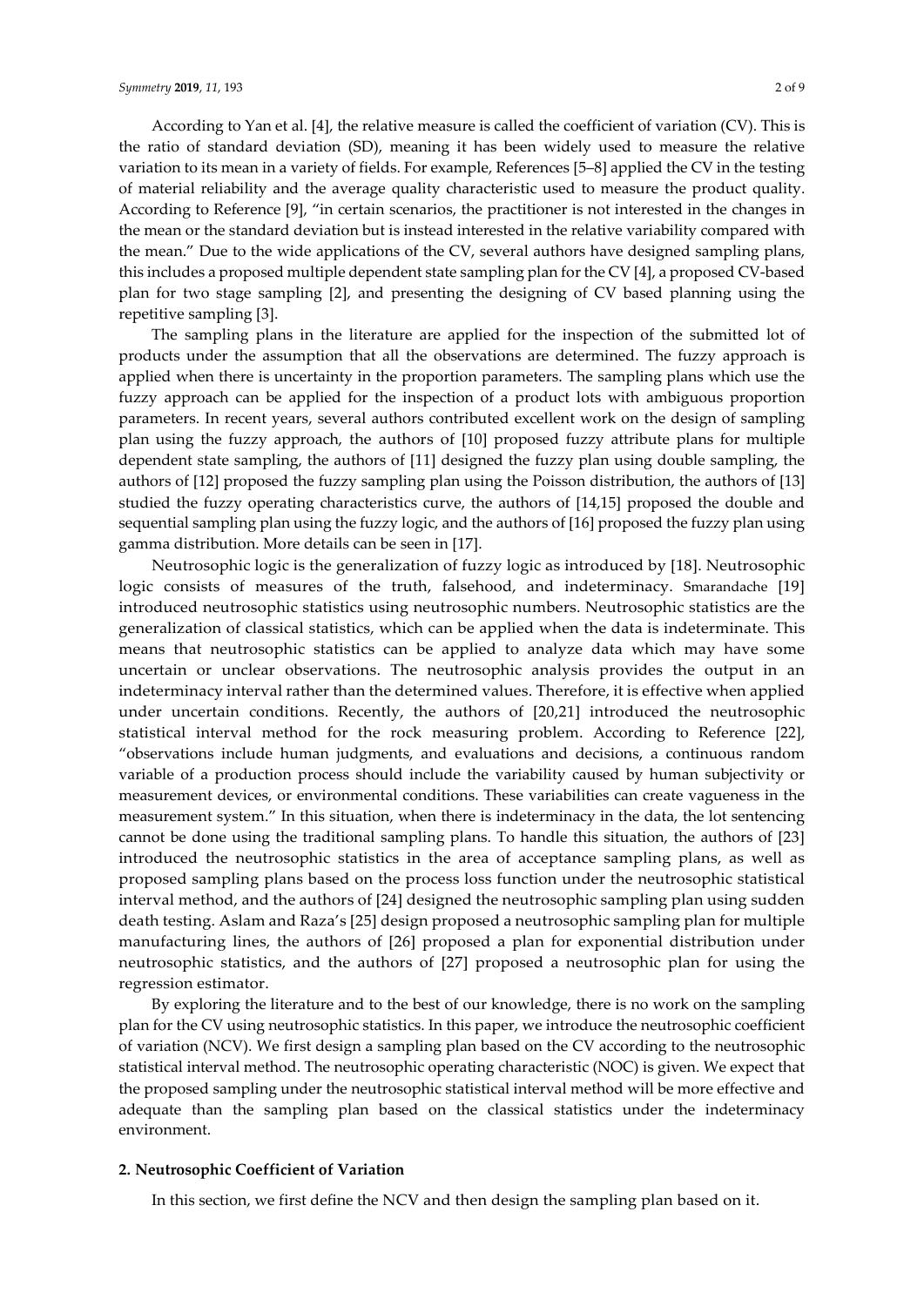According to Yan et al. [4], the relative measure is called the coefficient of variation (CV). This is the ratio of standard deviation (SD), meaning it has been widely used to measure the relative variation to its mean in a variety of fields. For example, References [5–8] applied the CV in the testing of material reliability and the average quality characteristic used to measure the product quality. According to Reference [9], "in certain scenarios, the practitioner is not interested in the changes in the mean or the standard deviation but is instead interested in the relative variability compared with the mean." Due to the wide applications of the CV, several authors have designed sampling plans, this includes a proposed multiple dependent state sampling plan for the CV [4], a proposed CV-based plan for two stage sampling [2], and presenting the designing of CV based planning using the repetitive sampling [3].

The sampling plans in the literature are applied for the inspection of the submitted lot of products under the assumption that all the observations are determined. The fuzzy approach is applied when there is uncertainty in the proportion parameters. The sampling plans which use the fuzzy approach can be applied for the inspection of a product lots with ambiguous proportion parameters. In recent years, several authors contributed excellent work on the design of sampling plan using the fuzzy approach, the authors of [10] proposed fuzzy attribute plans for multiple dependent state sampling, the authors of [11] designed the fuzzy plan using double sampling, the authors of [12] proposed the fuzzy sampling plan using the Poisson distribution, the authors of [13] studied the fuzzy operating characteristics curve, the authors of [14,15] proposed the double and sequential sampling plan using the fuzzy logic, and the authors of [16] proposed the fuzzy plan using gamma distribution. More details can be seen in [17].

Neutrosophic logic is the generalization of fuzzy logic as introduced by [18]. Neutrosophic logic consists of measures of the truth, falsehood, and indeterminacy. Smarandache [19] introduced neutrosophic statistics using neutrosophic numbers. Neutrosophic statistics are the generalization of classical statistics, which can be applied when the data is indeterminate. This means that neutrosophic statistics can be applied to analyze data which may have some uncertain or unclear observations. The neutrosophic analysis provides the output in an indeterminacy interval rather than the determined values. Therefore, it is effective when applied under uncertain conditions. Recently, the authors of [20,21] introduced the neutrosophic statistical interval method for the rock measuring problem. According to Reference [22], "observations include human judgments, and evaluations and decisions, a continuous random variable of a production process should include the variability caused by human subjectivity or measurement devices, or environmental conditions. These variabilities can create vagueness in the measurement system." In this situation, when there is indeterminacy in the data, the lot sentencing cannot be done using the traditional sampling plans. To handle this situation, the authors of [23] introduced the neutrosophic statistics in the area of acceptance sampling plans, as well as proposed sampling plans based on the process loss function under the neutrosophic statistical interval method, and the authors of [24] designed the neutrosophic sampling plan using sudden death testing. Aslam and Raza's [25] design proposed a neutrosophic sampling plan for multiple manufacturing lines, the authors of [26] proposed a plan for exponential distribution under neutrosophic statistics, and the authors of [27] proposed a neutrosophic plan for using the regression estimator.

By exploring the literature and to the best of our knowledge, there is no work on the sampling plan for the CV using neutrosophic statistics. In this paper, we introduce the neutrosophic coefficient of variation (NCV). We first design a sampling plan based on the CV according to the neutrosophic statistical interval method. The neutrosophic operating characteristic (NOC) is given. We expect that the proposed sampling under the neutrosophic statistical interval method will be more effective and adequate than the sampling plan based on the classical statistics under the indeterminacy environment.

## 2. Neutrosophic Coefficient of Variation

In this section, we first define the NCV and then design the sampling plan based on it.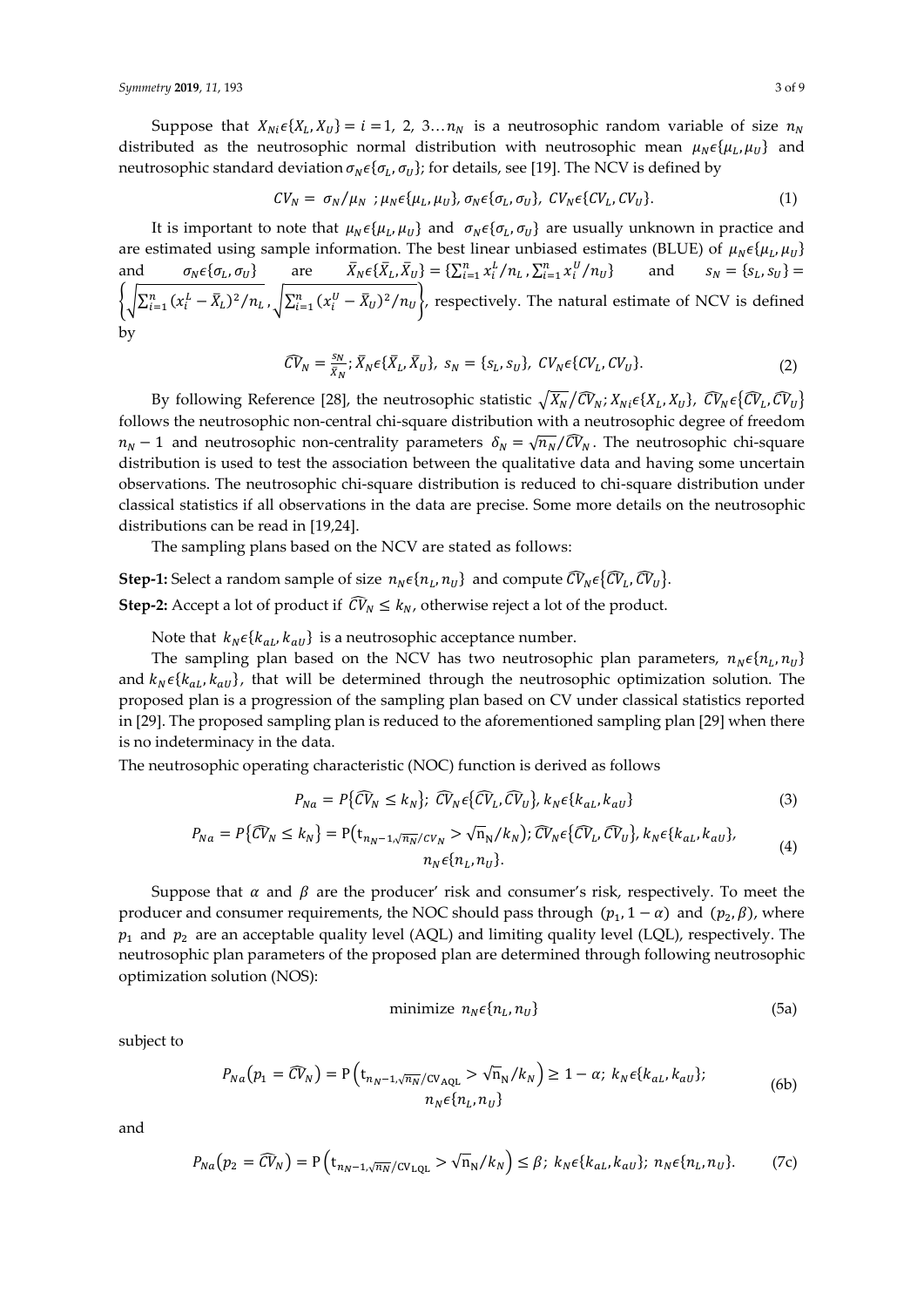Suppose that $X_{Ni} \epsilon \{X_L, X_U\} = i = 1, 2, 3 \ldots n_N$ is a neutrosophic random variable of size $n_N$ distributed as the neutrosophic normal distribution with neutrosophic mean $\mu_N \epsilon \{\mu_L, \mu_U\}$ and neutrosophic standard deviation $\sigma_N \epsilon \{\sigma_L, \sigma_U\}$; for details, see [19]. The NCV is defined by

$$CV_N = \sigma_N / \mu_N \;\; ; \mu_N \epsilon \{\mu_L, \mu_U\}, \sigma_N \epsilon \{\sigma_L, \sigma_U\}, \; CV_N \epsilon \{CV_L, CV_U\}. \tag{1}$$

It is important to note that $\mu_N \epsilon \{\mu_L, \mu_U\}$ and $\sigma_N \epsilon \{\sigma_L, \sigma_U\}$ are usually unknown in practice and are estimated using sample information. The best linear unbiased estimates (BLUE) of $\mu_N \epsilon \{\mu_L, \mu_U\}$ and $\sigma_N \epsilon \{\sigma_L, \sigma_U\}$ are $\bar{X}_N \epsilon \{\bar{X}_L, \bar{X}_U\} = \{\sum_{i=1}^{n} x_i^L / n_L, \sum_{i=1}^{n} x_i^U / n_U\}$ and $s_N = \{s_L, s_U\} = \left\{ \sqrt{\sum_{i=1}^{n} (x_i^L - \bar{X}_L)^2 / n_L}, \sqrt{\sum_{i=1}^{n} (x_i^U - \bar{X}_U)^2 / n_U} \right\}$, respectively. The natural estimate of NCV is defined by

$$\widehat{CV}_N = \frac{s_N}{\bar{X}_N}; \bar{X}_N \epsilon \{\bar{X}_L, \bar{X}_U\}, \; s_N = \{s_L, s_U\}, \; CV_N \epsilon \{CV_L, CV_U\}. \tag{2}$$

By following Reference [28], the neutrosophic statistic $\sqrt{X_N} / \widehat{CV}_N; X_{Ni} \epsilon \{X_L, X_U\}, \; \widehat{CV}_N \epsilon \{\widehat{CV}_L, \widehat{CV}_U\}$ follows the neutrosophic non-central chi-square distribution with a neutrosophic degree of freedom $n_N - 1$ and neutrosophic non-centrality parameters $\delta_N = \sqrt{n_N} / \widehat{CV}_N$. The neutrosophic chi-square distribution is used to test the association between the qualitative data and having some uncertain observations. The neutrosophic chi-square distribution is reduced to chi-square distribution under classical statistics if all observations in the data are precise. Some more details on the neutrosophic distributions can be read in [19,24].

The sampling plans based on the NCV are stated as follows:

**Step-1:** Select a random sample of size $n_N \epsilon \{n_L, n_U\}$ and compute $\widehat{CV}_N \epsilon \{\widehat{CV}_L, \widehat{CV}_U\}$.

**Step-2:** Accept a lot of product if $\widehat{CV}_N \leq k_N$, otherwise reject a lot of the product.

Note that $k_N \epsilon \{k_{aL}, k_{aU}\}$ is a neutrosophic acceptance number.

The sampling plan based on the NCV has two neutrosophic plan parameters, $n_N \epsilon \{n_L, n_U\}$ and $k_N \epsilon \{k_{aL}, k_{aU}\}$, that will be determined through the neutrosophic optimization solution. The proposed plan is a progression of the sampling plan based on CV under classical statistics reported in [29]. The proposed sampling plan is reduced to the aforementioned sampling plan [29] when there is no indeterminacy in the data.

The neutrosophic operating characteristic (NOC) function is derived as follows

$$P_{Na} = P\{\widehat{CV}_N \leq k_N\}; \; \widehat{CV}_N \epsilon \{\widehat{CV}_L, \widehat{CV}_U\}, k_N \epsilon \{k_{aL}, k_{aU}\} \tag{3}$$

$$P_{Na} = P\{\widehat{CV}_N \leq k_N\} = \mathrm{P}\left(\mathrm{t}_{n_N - 1, \sqrt{n_N}/CV_N} > \sqrt{\mathrm{n}_\mathrm{N}} / k_N\right); \widehat{CV}_N \epsilon \{\widehat{CV}_L, \widehat{CV}_U\}, k_N \epsilon \{k_{aL}, k_{aU}\}, \; n_N \epsilon \{n_L, n_U\}. \tag{4}$$

Suppose that $\alpha$ and $\beta$ are the producer' risk and consumer's risk, respectively. To meet the producer and consumer requirements, the NOC should pass through $(p_1, 1 - \alpha)$ and $(p_2, \beta)$, where $p_1$ and $p_2$ are an acceptable quality level (AQL) and limiting quality level (LQL), respectively. The neutrosophic plan parameters of the proposed plan are determined through following neutrosophic optimization solution (NOS):

$$\text{minimize } \; n_N \epsilon \{n_L, n_U\} \tag{5a}$$

subject to

$$P_{Na}\left(p_1 = \widehat{CV}_N\right) = \mathrm{P}\left(\mathrm{t}_{n_N - 1, \sqrt{n_N}/\mathrm{CV}_{\mathrm{AQL}}} > \sqrt{\mathrm{n}_\mathrm{N}} / k_N\right) \geq 1 - \alpha; \; k_N \epsilon \{k_{aL}, k_{aU}\}; \; n_N \epsilon \{n_L, n_U\} \tag{6b}$$

and

$$P_{Na}\left(p_2 = \widehat{CV}_N\right) = \mathrm{P}\left(\mathrm{t}_{n_N - 1, \sqrt{n_N}/\mathrm{CV}_{\mathrm{LQL}}} > \sqrt{\mathrm{n}_\mathrm{N}} / k_N\right) \leq \beta; \; k_N \epsilon \{k_{aL}, k_{aU}\}; \; n_N \epsilon \{n_L, n_U\}. \tag{7c}$$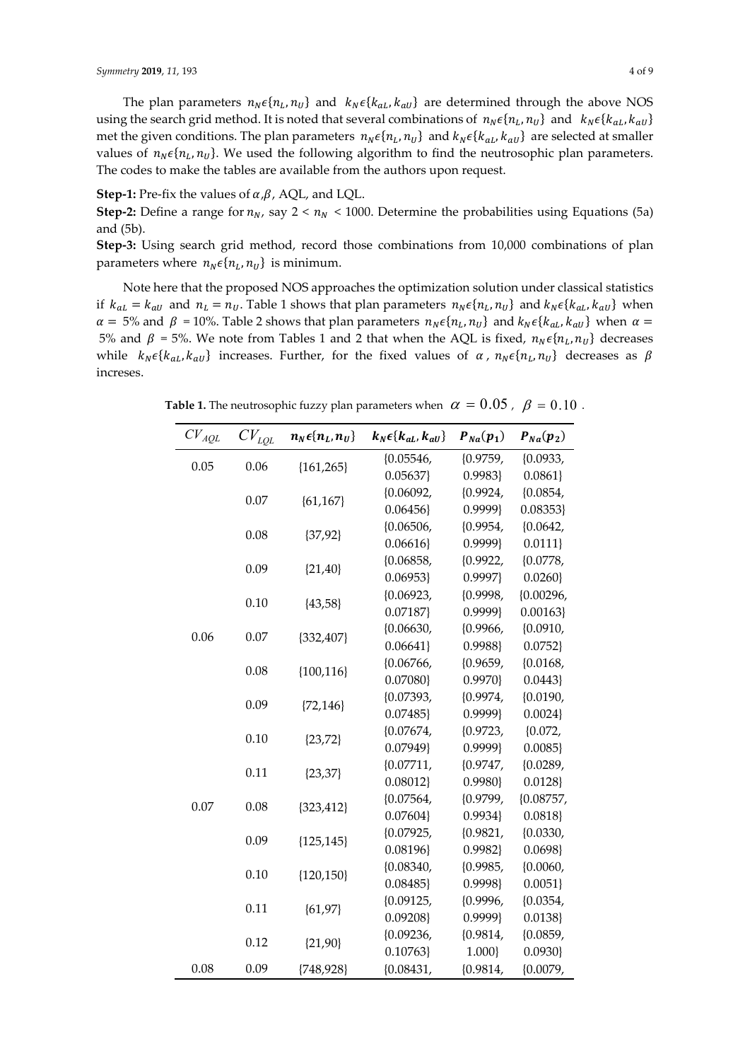The plan parameters $n_N \epsilon\{n_L, n_U\}$ and $k_N \epsilon\{k_{aL}, k_{aU}\}$ are determined through the above NOS using the search grid method. It is noted that several combinations of $n_N \epsilon\{n_L, n_U\}$ and $k_N \epsilon\{k_{aL}, k_{aU}\}$ met the given conditions. The plan parameters $n_N \epsilon\{n_L, n_U\}$ and $k_N \epsilon\{k_{aL}, k_{aU}\}$ are selected at smaller values of $n_N \epsilon\{n_L, n_U\}$. We used the following algorithm to find the neutrosophic plan parameters. The codes to make the tables are available from the authors upon request.

**Step-1:** Pre-fix the values of $\alpha,\beta$, AQL, and LQL.

**Step-2:** Define a range for $n_N$, say $2 < n_N < 1000$. Determine the probabilities using Equations (5a) and (5b).

**Step-3:** Using search grid method, record those combinations from 10,000 combinations of plan parameters where $n_N \epsilon\{n_L, n_U\}$ is minimum.

Note here that the proposed NOS approaches the optimization solution under classical statistics if $k_{aL} = k_{aU}$ and $n_L = n_U$. Table 1 shows that plan parameters $n_N \epsilon\{n_L, n_U\}$ and $k_N \epsilon\{k_{aL}, k_{aU}\}$ when $\alpha =$ 5% and $\beta$ = 10%. Table 2 shows that plan parameters $n_N \epsilon\{n_L, n_U\}$ and $k_N \epsilon\{k_{aL}, k_{aU}\}$ when $\alpha =$ 5% and $\beta$ = 5%. We note from Tables 1 and 2 that when the AQL is fixed, $n_N \epsilon\{n_L, n_U\}$ decreases while $k_N \epsilon\{k_{aL}, k_{aU}\}$ increases. Further, for the fixed values of $\alpha$, $n_N \epsilon\{n_L, n_U\}$ decreases as $\beta$ increses.

**Table 1.** The neutrosophic fuzzy plan parameters when $\alpha = 0.05$, $\beta = 0.10$.

| $CV_{AQL}$ | $CV_{LQL}$ | $n_N \epsilon\{n_L, n_U\}$ | $k_N \epsilon\{k_{aL}, k_{aU}\}$ | $P_{Na}(p_1)$ | $P_{Na}(p_2)$ |
|---|---|---|---|---|---|
| 0.05 | 0.06 | {161,265} | {0.05546, 0.05637} | {0.9759, 0.9983} | {0.0933, 0.0861} |
| | 0.07 | {61,167} | {0.06092, 0.06456} | {0.9924, 0.9999} | {0.0854, 0.08353} |
| | 0.08 | {37,92} | {0.06506, 0.06616} | {0.9954, 0.9999} | {0.0642, 0.0111} |
| | 0.09 | {21,40} | {0.06858, 0.06953} | {0.9922, 0.9997} | {0.0778, 0.0260} |
| | 0.10 | {43,58} | {0.06923, 0.07187} | {0.9998, 0.9999} | {0.00296, 0.00163} |
| 0.06 | 0.07 | {332,407} | {0.06630, 0.06641} | {0.9966, 0.9988} | {0.0910, 0.0752} |
| | 0.08 | {100,116} | {0.06766, 0.07080} | {0.9659, 0.9970} | {0.0168, 0.0443} |
| | 0.09 | {72,146} | {0.07393, 0.07485} | {0.9974, 0.9999} | {0.0190, 0.0024} |
| | 0.10 | {23,72} | {0.07674, 0.07949} | {0.9723, 0.9999} | {0.072, 0.0085} |
| | 0.11 | {23,37} | {0.07711, 0.08012} | {0.9747, 0.9980} | {0.0289, 0.0128} |
| 0.07 | 0.08 | {323,412} | {0.07564, 0.07604} | {0.9799, 0.9934} | {0.08757, 0.0818} |
| | 0.09 | {125,145} | {0.07925, 0.08196} | {0.9821, 0.9982} | {0.0330, 0.0698} |
| | 0.10 | {120,150} | {0.08340, 0.08485} | {0.9985, 0.9998} | {0.0060, 0.0051} |
| | 0.11 | {61,97} | {0.09125, 0.09208} | {0.9996, 0.9999} | {0.0354, 0.0138} |
| | 0.12 | {21,90} | {0.09236, 0.10763} | {0.9814, 1.000} | {0.0859, 0.0930} |
| 0.08 | 0.09 | {748,928} | {0.08431, | {0.9814, | {0.0079, |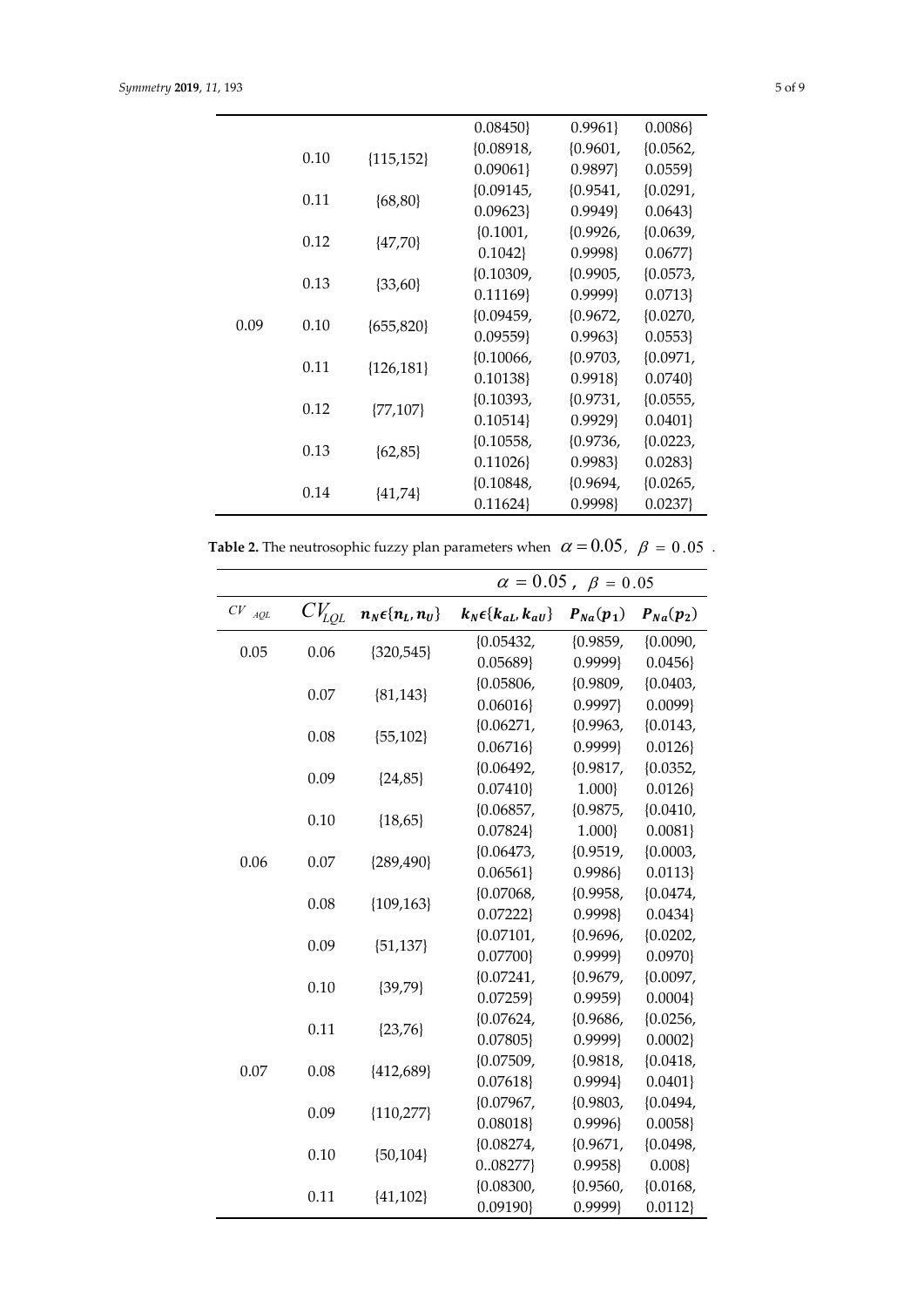|  |  |  | 0.08450} | 0.9961} | 0.0086} |
|---|---|---|---|---|---|
|  | 0.10 | {115,152} | {0.08918, 0.09061} | {0.9601, 0.9897} | {0.0562, 0.0559} |
|  | 0.11 | {68,80} | {0.09145, 0.09623} | {0.9541, 0.9949} | {0.0291, 0.0643} |
|  | 0.12 | {47,70} | {0.1001, 0.1042} | {0.9926, 0.9998} | {0.0639, 0.0677} |
|  | 0.13 | {33,60} | {0.10309, 0.11169} | {0.9905, 0.9999} | {0.0573, 0.0713} |
| 0.09 | 0.10 | {655,820} | {0.09459, 0.09559} | {0.9672, 0.9963} | {0.0270, 0.0553} |
|  | 0.11 | {126,181} | {0.10066, 0.10138} | {0.9703, 0.9918} | {0.0971, 0.0740} |
|  | 0.12 | {77,107} | {0.10393, 0.10514} | {0.9731, 0.9929} | {0.0555, 0.0401} |
|  | 0.13 | {62,85} | {0.10558, 0.11026} | {0.9736, 0.9983} | {0.0223, 0.0283} |
|  | 0.14 | {41,74} | {0.10848, 0.11624} | {0.9694, 0.9998} | {0.0265, 0.0237} |

**Table 2.** The neutrosophic fuzzy plan parameters when $\alpha = 0.05$, $\beta = 0.05$.

|  |  |  | $\alpha = 0.05$, $\beta = 0.05$ |  |  |
|---|---|---|---|---|---|
| $CV_{AQL}$ | $CV_{LQL}$ | $n_N \epsilon \{n_L, n_U\}$ | $k_N \epsilon \{k_{aL}, k_{aU}\}$ | $P_{Na}(p_1)$ | $P_{Na}(p_2)$ |
| 0.05 | 0.06 | {320,545} | {0.05432, 0.05689} | {0.9859, 0.9999} | {0.0090, 0.0456} |
|  | 0.07 | {81,143} | {0.05806, 0.06016} | {0.9809, 0.9997} | {0.0403, 0.0099} |
|  | 0.08 | {55,102} | {0.06271, 0.06716} | {0.9963, 0.9999} | {0.0143, 0.0126} |
|  | 0.09 | {24,85} | {0.06492, 0.07410} | {0.9817, 1.000} | {0.0352, 0.0126} |
|  | 0.10 | {18,65} | {0.06857, 0.07824} | {0.9875, 1.000} | {0.0410, 0.0081} |
| 0.06 | 0.07 | {289,490} | {0.06473, 0.06561} | {0.9519, 0.9986} | {0.0003, 0.0113} |
|  | 0.08 | {109,163} | {0.07068, 0.07222} | {0.9958, 0.9998} | {0.0474, 0.0434} |
|  | 0.09 | {51,137} | {0.07101, 0.07700} | {0.9696, 0.9999} | {0.0202, 0.0970} |
|  | 0.10 | {39,79} | {0.07241, 0.07259} | {0.9679, 0.9959} | {0.0097, 0.0004} |
|  | 0.11 | {23,76} | {0.07624, 0.07805} | {0.9686, 0.9999} | {0.0256, 0.0002} |
| 0.07 | 0.08 | {412,689} | {0.07509, 0.07618} | {0.9818, 0.9994} | {0.0418, 0.0401} |
|  | 0.09 | {110,277} | {0.07967, 0.08018} | {0.9803, 0.9996} | {0.0494, 0.0058} |
|  | 0.10 | {50,104} | {0.08274, 0..08277} | {0.9671, 0.9958} | {0.0498, 0.008} |
|  | 0.11 | {41,102} | {0.08300, 0.09190} | {0.9560, 0.9999} | {0.0168, 0.0112} |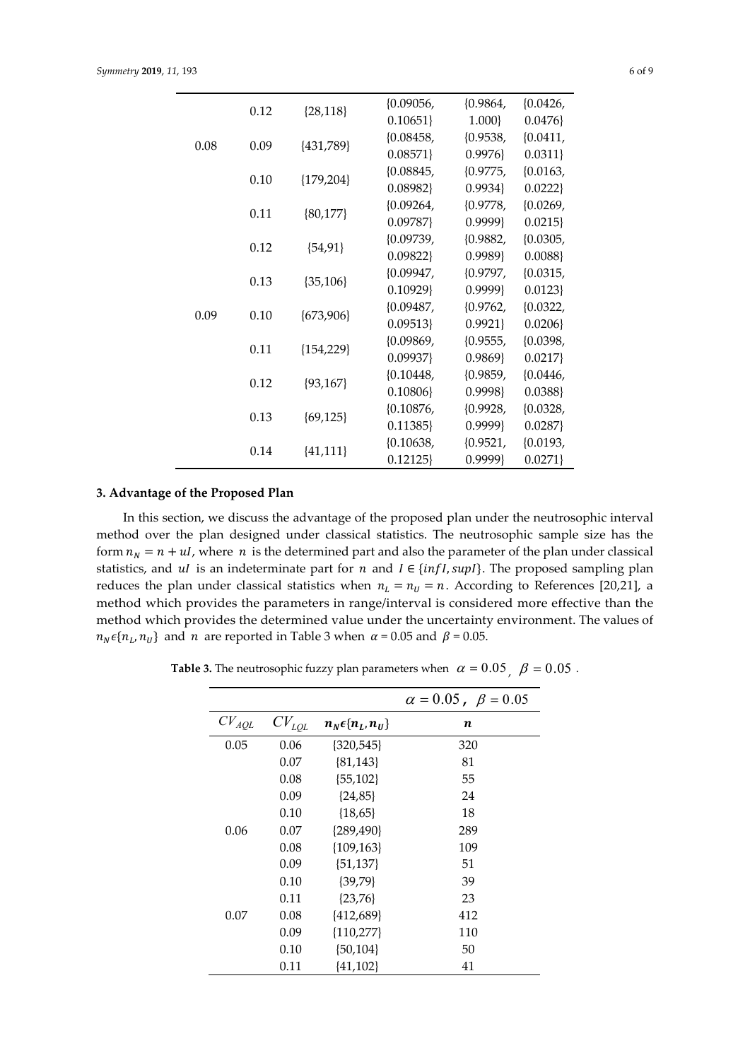| | 0.12 | {28,118} | {0.09056, 0.10651} | {0.9864, 1.000} | {0.0426, 0.0476} |
|---|---|---|---|---|---|
| 0.08 | 0.09 | {431,789} | {0.08458, 0.08571} | {0.9538, 0.9976} | {0.0411, 0.0311} |
| | 0.10 | {179,204} | {0.08845, 0.08982} | {0.9775, 0.9934} | {0.0163, 0.0222} |
| | 0.11 | {80,177} | {0.09264, 0.09787} | {0.9778, 0.9999} | {0.0269, 0.0215} |
| | 0.12 | {54,91} | {0.09739, 0.09822} | {0.9882, 0.9989} | {0.0305, 0.0088} |
| | 0.13 | {35,106} | {0.09947, 0.10929} | {0.9797, 0.9999} | {0.0315, 0.0123} |
| 0.09 | 0.10 | {673,906} | {0.09487, 0.09513} | {0.9762, 0.9921} | {0.0322, 0.0206} |
| | 0.11 | {154,229} | {0.09869, 0.09937} | {0.9555, 0.9869} | {0.0398, 0.0217} |
| | 0.12 | {93,167} | {0.10448, 0.10806} | {0.9859, 0.9998} | {0.0446, 0.0388} |
| | 0.13 | {69,125} | {0.10876, 0.11385} | {0.9928, 0.9999} | {0.0328, 0.0287} |
| | 0.14 | {41,111} | {0.10638, 0.12125} | {0.9521, 0.9999} | {0.0193, 0.0271} |

## 3. Advantage of the Proposed Plan

In this section, we discuss the advantage of the proposed plan under the neutrosophic interval method over the plan designed under classical statistics. The neutrosophic sample size has the form $n_N = n + uI$, where $n$ is the determined part and also the parameter of the plan under classical statistics, and $uI$ is an indeterminate part for $n$ and $I \in \{infI, supI\}$. The proposed sampling plan reduces the plan under classical statistics when $n_L = n_U = n$. According to References [20,21], a method which provides the parameters in range/interval is considered more effective than the method which provides the determined value under the uncertainty environment. The values of $n_N \epsilon \{n_L, n_U\}$ and $n$ are reported in Table 3 when $\alpha = 0.05$ and $\beta = 0.05$.

**Table 3.** The neutrosophic fuzzy plan parameters when $\alpha = 0.05$, $\beta = 0.05$.

| | | | $\alpha = 0.05$, $\beta = 0.05$ |
|---|---|---|---|
| $CV_{AQL}$ | $CV_{LQL}$ | $n_N \epsilon \{n_L, n_U\}$ | $n$ |
| 0.05 | 0.06 | {320,545} | 320 |
| | 0.07 | {81,143} | 81 |
| | 0.08 | {55,102} | 55 |
| | 0.09 | {24,85} | 24 |
| | 0.10 | {18,65} | 18 |
| 0.06 | 0.07 | {289,490} | 289 |
| | 0.08 | {109,163} | 109 |
| | 0.09 | {51,137} | 51 |
| | 0.10 | {39,79} | 39 |
| | 0.11 | {23,76} | 23 |
| 0.07 | 0.08 | {412,689} | 412 |
| | 0.09 | {110,277} | 110 |
| | 0.10 | {50,104} | 50 |
| | 0.11 | {41,102} | 41 |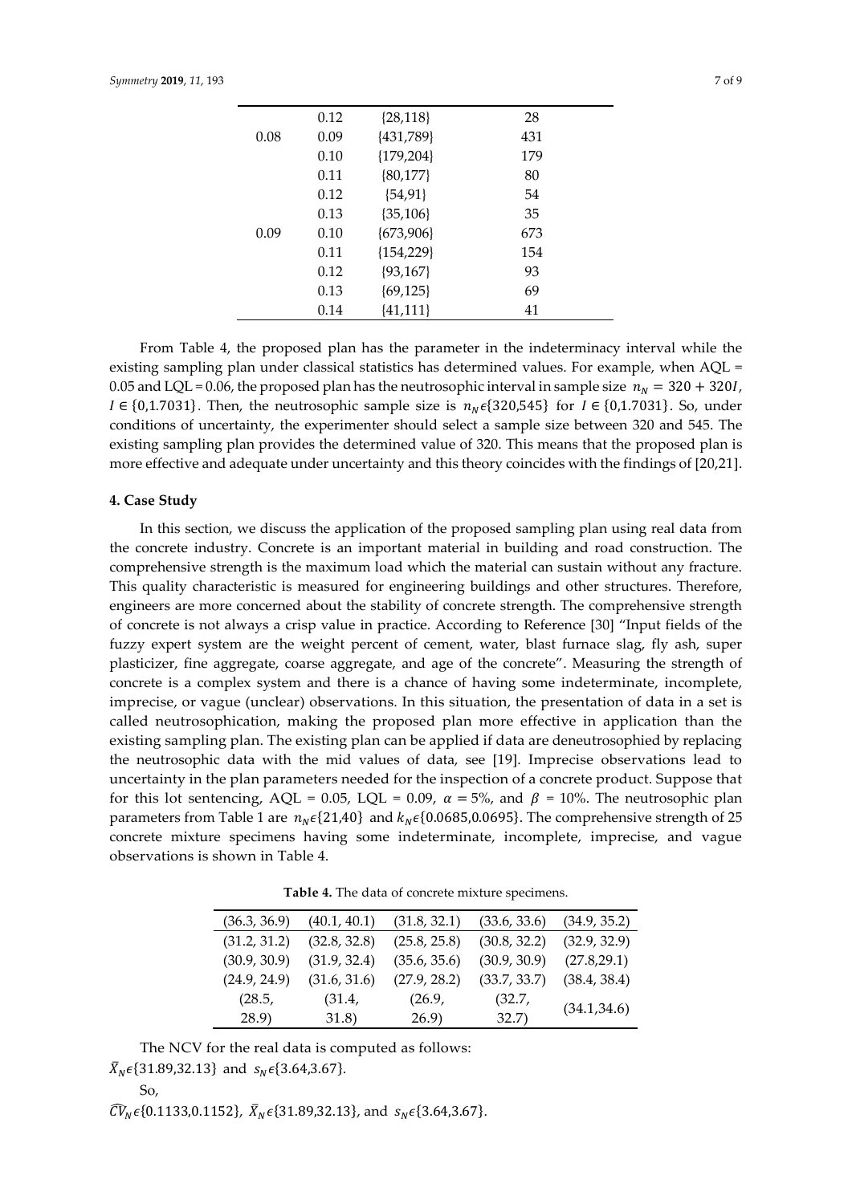| | 0.12 | {28,118} | 28 |
|---|---|---|---|
| 0.08 | 0.09 | {431,789} | 431 |
| | 0.10 | {179,204} | 179 |
| | 0.11 | {80,177} | 80 |
| | 0.12 | {54,91} | 54 |
| | 0.13 | {35,106} | 35 |
| 0.09 | 0.10 | {673,906} | 673 |
| | 0.11 | {154,229} | 154 |
| | 0.12 | {93,167} | 93 |
| | 0.13 | {69,125} | 69 |
| | 0.14 | {41,111} | 41 |

From Table 4, the proposed plan has the parameter in the indeterminacy interval while the existing sampling plan under classical statistics has determined values. For example, when AQL = 0.05 and LQL = 0.06, the proposed plan has the neutrosophic interval in sample size $n_N = 320 + 320I$, $I \in \{0,1.7031\}$. Then, the neutrosophic sample size is $n_N \epsilon \{320,545\}$ for $I \in \{0,1.7031\}$. So, under conditions of uncertainty, the experimenter should select a sample size between 320 and 545. The existing sampling plan provides the determined value of 320. This means that the proposed plan is more effective and adequate under uncertainty and this theory coincides with the findings of [20,21].

## 4. Case Study

In this section, we discuss the application of the proposed sampling plan using real data from the concrete industry. Concrete is an important material in building and road construction. The comprehensive strength is the maximum load which the material can sustain without any fracture. This quality characteristic is measured for engineering buildings and other structures. Therefore, engineers are more concerned about the stability of concrete strength. The comprehensive strength of concrete is not always a crisp value in practice. According to Reference [30] "Input fields of the fuzzy expert system are the weight percent of cement, water, blast furnace slag, fly ash, super plasticizer, fine aggregate, coarse aggregate, and age of the concrete". Measuring the strength of concrete is a complex system and there is a chance of having some indeterminate, incomplete, imprecise, or vague (unclear) observations. In this situation, the presentation of data in a set is called neutrosophication, making the proposed plan more effective in application than the existing sampling plan. The existing plan can be applied if data are deneutrosophied by replacing the neutrosophic data with the mid values of data, see [19]. Imprecise observations lead to uncertainty in the plan parameters needed for the inspection of a concrete product. Suppose that for this lot sentencing, AQL = 0.05, LQL = 0.09, $\alpha = 5\%$, and $\beta = 10\%$. The neutrosophic plan parameters from Table 1 are $n_N \epsilon \{21,40\}$ and $k_N \epsilon \{0.0685,0.0695\}$. The comprehensive strength of 25 concrete mixture specimens having some indeterminate, incomplete, imprecise, and vague observations is shown in Table 4.

**Table 4.** The data of concrete mixture specimens.

| | | | | |
|---|---|---|---|---|
| (36.3, 36.9) | (40.1, 40.1) | (31.8, 32.1) | (33.6, 33.6) | (34.9, 35.2) |
| (31.2, 31.2) | (32.8, 32.8) | (25.8, 25.8) | (30.8, 32.2) | (32.9, 32.9) |
| (30.9, 30.9) | (31.9, 32.4) | (35.6, 35.6) | (30.9, 30.9) | (27.8,29.1) |
| (24.9, 24.9) | (31.6, 31.6) | (27.9, 28.2) | (33.7, 33.7) | (38.4, 38.4) |
| (28.5, 28.9) | (31.4, 31.8) | (26.9, 26.9) | (32.7, 32.7) | (34.1,34.6) |

The NCV for the real data is computed as follows:

$\bar{X}_N \epsilon \{31.89,32.13\}$ and $s_N \epsilon \{3.64,3.67\}$.

So,

$\widehat{CV}_N \epsilon \{0.1133,0.1152\}$, $\bar{X}_N \epsilon \{31.89,32.13\}$, and $s_N \epsilon \{3.64,3.67\}$.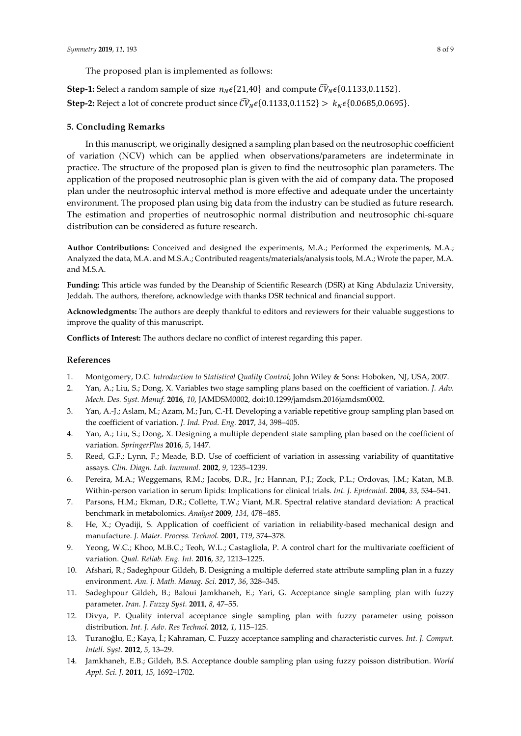The proposed plan is implemented as follows:

**Step-1:** Select a random sample of size $n_N \epsilon \{21,40\}$ and compute $\widehat{CV}_N \epsilon \{0.1133, 0.1152\}$.

**Step-2:** Reject a lot of concrete product since $\widehat{CV}_N \epsilon \{0.1133, 0.1152\} > k_N \epsilon \{0.0685, 0.0695\}$.

## 5. Concluding Remarks

In this manuscript, we originally designed a sampling plan based on the neutrosophic coefficient of variation (NCV) which can be applied when observations/parameters are indeterminate in practice. The structure of the proposed plan is given to find the neutrosophic plan parameters. The application of the proposed neutrosophic plan is given with the aid of company data. The proposed plan under the neutrosophic interval method is more effective and adequate under the uncertainty environment. The proposed plan using big data from the industry can be studied as future research. The estimation and properties of neutrosophic normal distribution and neutrosophic chi-square distribution can be considered as future research.

**Author Contributions:** Conceived and designed the experiments, M.A.; Performed the experiments, M.A.; Analyzed the data, M.A. and M.S.A.; Contributed reagents/materials/analysis tools, M.A.; Wrote the paper, M.A. and M.S.A.

**Funding:** This article was funded by the Deanship of Scientific Research (DSR) at King Abdulaziz University, Jeddah. The authors, therefore, acknowledge with thanks DSR technical and financial support.

**Acknowledgments:** The authors are deeply thankful to editors and reviewers for their valuable suggestions to improve the quality of this manuscript.

**Conflicts of Interest:** The authors declare no conflict of interest regarding this paper.

## References

1. Montgomery, D.C. *Introduction to Statistical Quality Control*; John Wiley & Sons: Hoboken, NJ, USA, 2007.
2. Yan, A.; Liu, S.; Dong, X. Variables two stage sampling plans based on the coefficient of variation. *J. Adv. Mech. Des. Syst. Manuf.* **2016**, *10*, JAMDSM0002, doi:10.1299/jamdsm.2016jamdsm0002.
3. Yan, A.-J.; Aslam, M.; Azam, M.; Jun, C.-H. Developing a variable repetitive group sampling plan based on the coefficient of variation. *J. Ind. Prod. Eng.* **2017**, *34*, 398–405.
4. Yan, A.; Liu, S.; Dong, X. Designing a multiple dependent state sampling plan based on the coefficient of variation. *SpringerPlus* **2016**, *5*, 1447.
5. Reed, G.F.; Lynn, F.; Meade, B.D. Use of coefficient of variation in assessing variability of quantitative assays. *Clin. Diagn. Lab. Immunol.* **2002**, *9*, 1235–1239.
6. Pereira, M.A.; Weggemans, R.M.; Jacobs, D.R., Jr.; Hannan, P.J.; Zock, P.L.; Ordovas, J.M.; Katan, M.B. Within-person variation in serum lipids: Implications for clinical trials. *Int. J. Epidemiol.* **2004**, *33*, 534–541.
7. Parsons, H.M.; Ekman, D.R.; Collette, T.W.; Viant, M.R. Spectral relative standard deviation: A practical benchmark in metabolomics. *Analyst* **2009**, *134*, 478–485.
8. He, X.; Oyadiji, S. Application of coefficient of variation in reliability-based mechanical design and manufacture. *J. Mater. Process. Technol.* **2001**, *119*, 374–378.
9. Yeong, W.C.; Khoo, M.B.C.; Teoh, W.L.; Castagliola, P. A control chart for the multivariate coefficient of variation. *Qual. Reliab. Eng. Int.* **2016**, *32*, 1213–1225.
10. Afshari, R.; Sadeghpour Gildeh, B. Designing a multiple deferred state attribute sampling plan in a fuzzy environment. *Am. J. Math. Manag. Sci.* **2017**, *36*, 328–345.
11. Sadeghpour Gildeh, B.; Baloui Jamkhaneh, E.; Yari, G. Acceptance single sampling plan with fuzzy parameter. *Iran. J. Fuzzy Syst.* **2011**, *8*, 47–55.
12. Divya, P. Quality interval acceptance single sampling plan with fuzzy parameter using poisson distribution. *Int. J. Adv. Res Technol.* **2012**, *1*, 115–125.
13. Turanoğlu, E.; Kaya, İ.; Kahraman, C. Fuzzy acceptance sampling and characteristic curves. *Int. J. Comput. Intell. Syst.* **2012**, *5*, 13–29.
14. Jamkhaneh, E.B.; Gildeh, B.S. Acceptance double sampling plan using fuzzy poisson distribution. *World Appl. Sci. J.* **2011**, *15*, 1692–1702.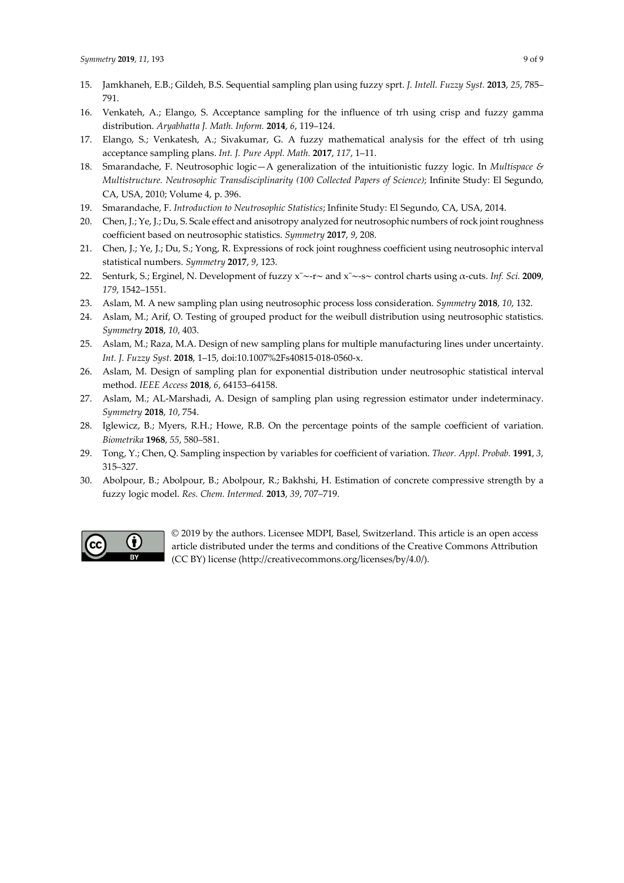15. Jamkhaneh, E.B.; Gildeh, B.S. Sequential sampling plan using fuzzy sprt. *J. Intell. Fuzzy Syst.* **2013**, *25*, 785–791.
16. Venkateh, A.; Elango, S. Acceptance sampling for the influence of trh using crisp and fuzzy gamma distribution. *Aryabhatta J. Math. Inform.* **2014**, *6*, 119–124.
17. Elango, S.; Venkatesh, A.; Sivakumar, G. A fuzzy mathematical analysis for the effect of trh using acceptance sampling plans. *Int. J. Pure Appl. Math.* **2017**, *117*, 1–11.
18. Smarandache, F. Neutrosophic logic—A generalization of the intuitionistic fuzzy logic. In *Multispace & Multistructure. Neutrosophic Transdisciplinarity (100 Collected Papers of Science)*; Infinite Study: El Segundo, CA, USA, 2010; Volume 4, p. 396.
19. Smarandache, F. *Introduction to Neutrosophic Statistics*; Infinite Study: El Segundo, CA, USA, 2014.
20. Chen, J.; Ye, J.; Du, S. Scale effect and anisotropy analyzed for neutrosophic numbers of rock joint roughness coefficient based on neutrosophic statistics. *Symmetry* **2017**, *9*, 208.
21. Chen, J.; Ye, J.; Du, S.; Yong, R. Expressions of rock joint roughness coefficient using neutrosophic interval statistical numbers. *Symmetry* **2017**, *9*, 123.
22. Senturk, S.; Erginel, N. Development of fuzzy x¯~-r~ and x¯~-s~ control charts using $\alpha$-cuts. *Inf. Sci.* **2009**, *179*, 1542–1551.
23. Aslam, M. A new sampling plan using neutrosophic process loss consideration. *Symmetry* **2018**, *10*, 132.
24. Aslam, M.; Arif, O. Testing of grouped product for the weibull distribution using neutrosophic statistics. *Symmetry* **2018**, *10*, 403.
25. Aslam, M.; Raza, M.A. Design of new sampling plans for multiple manufacturing lines under uncertainty. *Int. J. Fuzzy Syst.* **2018**, 1–15, doi:10.1007%2Fs40815-018-0560-x.
26. Aslam, M. Design of sampling plan for exponential distribution under neutrosophic statistical interval method. *IEEE Access* **2018**, *6*, 64153–64158.
27. Aslam, M.; AL-Marshadi, A. Design of sampling plan using regression estimator under indeterminacy. *Symmetry* **2018**, *10*, 754.
28. Iglewicz, B.; Myers, R.H.; Howe, R.B. On the percentage points of the sample coefficient of variation. *Biometrika* **1968**, *55*, 580–581.
29. Tong, Y.; Chen, Q. Sampling inspection by variables for coefficient of variation. *Theor. Appl. Probab.* **1991**, *3*, 315–327.
30. Abolpour, B.; Abolpour, B.; Abolpour, R.; Bakhshi, H. Estimation of concrete compressive strength by a fuzzy logic model. *Res. Chem. Intermed.* **2013**, *39*, 707–719.

© 2019 by the authors. Licensee MDPI, Basel, Switzerland. This article is an open access article distributed under the terms and conditions of the Creative Commons Attribution (CC BY) license (http://creativecommons.org/licenses/by/4.0/).